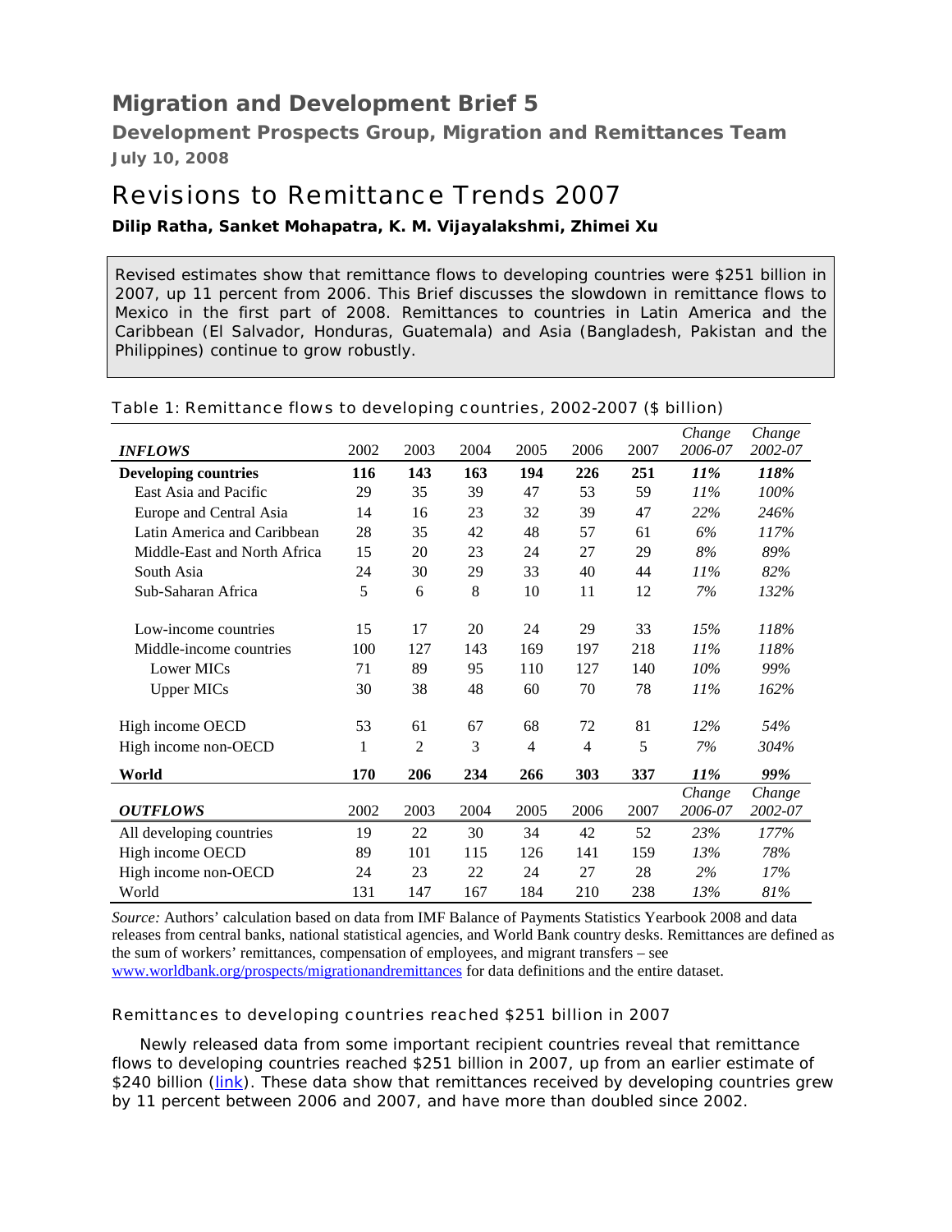# Migration and Development Brief 5

## Development Prospects Group, Migration and Remittances Team

**July 10, 2008**

# Revisions to Remittance Trends 2007

**Dilip Ratha, Sanket Mohapatra, K. M. Vijayalakshmi, Zhimei Xu**

Revised estimates show that remittance flows to developing countries were $251 billion in 2007, up 11 percent from 2006. This Brief discusses the slowdown in remittance flows to Mexico in the first part of 2008. Remittances to countries in Latin America and the Caribbean (El Salvador, Honduras, Guatemala) and Asia (Bangladesh, Pakistan and the Philippines) continue to grow robustly.

Table 1: Remittance flows to developing countries, 2002-2007 ($ billion)

| *INFLOWS* | 2002 | 2003 | 2004 | 2005 | 2006 | 2007 | *Change 2006-07* | *Change 2002-07* |
|---|---|---|---|---|---|---|---|---|
| **Developing countries** | **116** | **143** | **163** | **194** | **226** | **251** | ***11%*** | ***118%*** |
| East Asia and Pacific | 29 | 35 | 39 | 47 | 53 | 59 | *11%* | *100%* |
| Europe and Central Asia | 14 | 16 | 23 | 32 | 39 | 47 | *22%* | *246%* |
| Latin America and Caribbean | 28 | 35 | 42 | 48 | 57 | 61 | *6%* | *117%* |
| Middle-East and North Africa | 15 | 20 | 23 | 24 | 27 | 29 | *8%* | *89%* |
| South Asia | 24 | 30 | 29 | 33 | 40 | 44 | *11%* | *82%* |
| Sub-Saharan Africa | 5 | 6 | 8 | 10 | 11 | 12 | *7%* | *132%* |
| Low-income countries | 15 | 17 | 20 | 24 | 29 | 33 | *15%* | *118%* |
| Middle-income countries | 100 | 127 | 143 | 169 | 197 | 218 | *11%* | *118%* |
| Lower MICs | 71 | 89 | 95 | 110 | 127 | 140 | *10%* | *99%* |
| Upper MICs | 30 | 38 | 48 | 60 | 70 | 78 | *11%* | *162%* |
| High income OECD | 53 | 61 | 67 | 68 | 72 | 81 | *12%* | *54%* |
| High income non-OECD | 1 | 2 | 3 | 4 | 4 | 5 | *7%* | *304%* |
| **World** | **170** | **206** | **234** | **266** | **303** | **337** | ***11%*** | ***99%*** |
| ***OUTFLOWS*** | 2002 | 2003 | 2004 | 2005 | 2006 | 2007 | *Change 2006-07* | *Change 2002-07* |
| All developing countries | 19 | 22 | 30 | 34 | 42 | 52 | *23%* | *177%* |
| High income OECD | 89 | 101 | 115 | 126 | 141 | 159 | *13%* | *78%* |
| High income non-OECD | 24 | 23 | 22 | 24 | 27 | 28 | *2%* | *17%* |
| World | 131 | 147 | 167 | 184 | 210 | 238 | *13%* | *81%* |

*Source:* Authors' calculation based on data from IMF Balance of Payments Statistics Yearbook 2008 and data releases from central banks, national statistical agencies, and World Bank country desks. Remittances are defined as the sum of workers' remittances, compensation of employees, and migrant transfers – see www.worldbank.org/prospects/migrationandremittances for data definitions and the entire dataset.

### Remittances to developing countries reached $251 billion in 2007

Newly released data from some important recipient countries reveal that remittance flows to developing countries reached $251 billion in 2007, up from an earlier estimate of $240 billion (link). These data show that remittances received by developing countries grew by 11 percent between 2006 and 2007, and have more than doubled since 2002.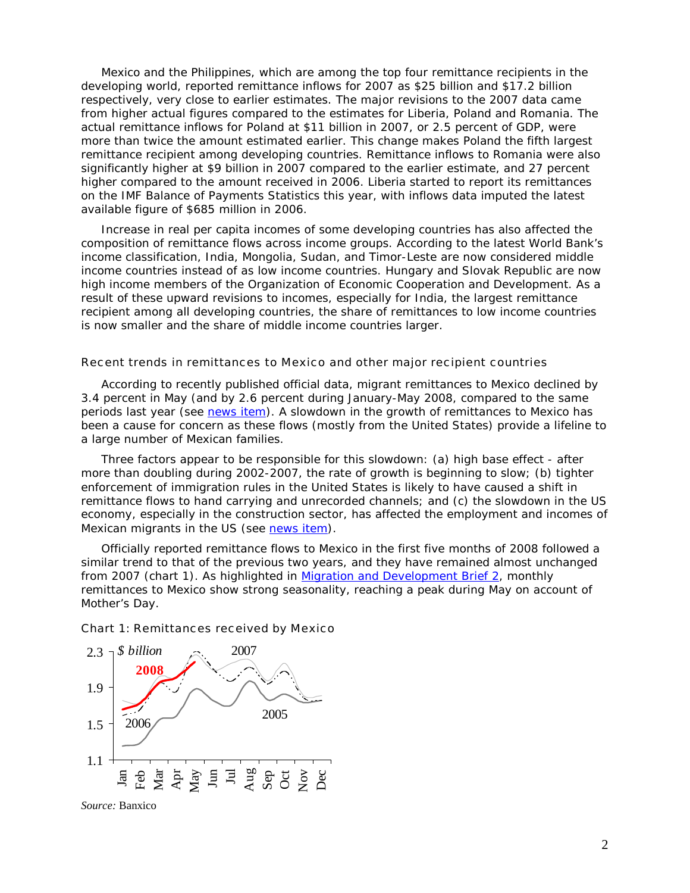Mexico and the Philippines, which are among the top four remittance recipients in the developing world, reported remittance inflows for 2007 as $25 billion and $17.2 billion respectively, very close to earlier estimates. The major revisions to the 2007 data came from higher actual figures compared to the estimates for Liberia, Poland and Romania. The actual remittance inflows for Poland at $11 billion in 2007, or 2.5 percent of GDP, were more than twice the amount estimated earlier. This change makes Poland the fifth largest remittance recipient among developing countries. Remittance inflows to Romania were also significantly higher at $9 billion in 2007 compared to the earlier estimate, and 27 percent higher compared to the amount received in 2006. Liberia started to report its remittances on the IMF Balance of Payments Statistics this year, with inflows data imputed the latest available figure of $685 million in 2006.

Increase in real per capita incomes of some developing countries has also affected the composition of remittance flows across income groups. According to the latest World Bank's income classification, India, Mongolia, Sudan, and Timor-Leste are now considered middle income countries instead of as low income countries. Hungary and Slovak Republic are now high income members of the Organization of Economic Cooperation and Development. As a result of these upward revisions to incomes, especially for India, the largest remittance recipient among all developing countries, the share of remittances to low income countries is now smaller and the share of middle income countries larger.

## Recent trends in remittances to Mexico and other major recipient countries

According to recently published official data, migrant remittances to Mexico declined by 3.4 percent in May (and by 2.6 percent during January-May 2008, compared to the same periods last year (see news item). A slowdown in the growth of remittances to Mexico has been a cause for concern as these flows (mostly from the United States) provide a lifeline to a large number of Mexican families.

Three factors appear to be responsible for this slowdown: (a) high base effect - after more than doubling during 2002-2007, the rate of growth is beginning to slow; (b) tighter enforcement of immigration rules in the United States is likely to have caused a shift in remittance flows to hand carrying and unrecorded channels; and (c) the slowdown in the US economy, especially in the construction sector, has affected the employment and incomes of Mexican migrants in the US (see news item).

Officially reported remittance flows to Mexico in the first five months of 2008 followed a similar trend to that of the previous two years, and they have remained almost unchanged from 2007 (chart 1). As highlighted in Migration and Development Brief 2, monthly remittances to Mexico show strong seasonality, reaching a peak during May on account of Mother's Day.

Chart 1: Remittances received by Mexico

*Source:* Banxico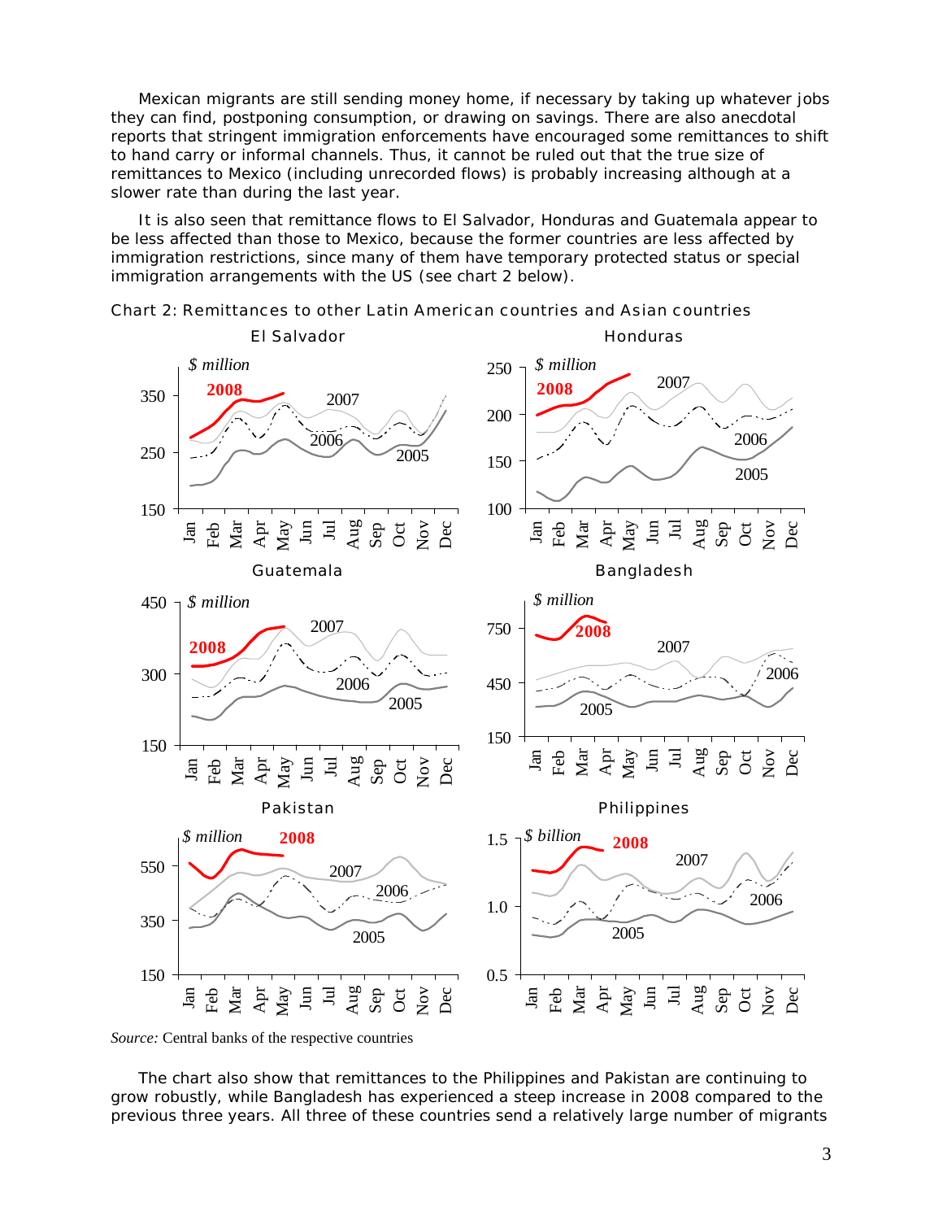Mexican migrants are still sending money home, if necessary by taking up whatever jobs they can find, postponing consumption, or drawing on savings. There are also anecdotal reports that stringent immigration enforcements have encouraged some remittances to shift to hand carry or informal channels. Thus, it cannot be ruled out that the true size of remittances to Mexico (including unrecorded flows) is probably increasing although at a slower rate than during the last year.

It is also seen that remittance flows to El Salvador, Honduras and Guatemala appear to be less affected than those to Mexico, because the former countries are less affected by immigration restrictions, since many of them have temporary protected status or special immigration arrangements with the US (see chart 2 below).

Chart 2: Remittances to other Latin American countries and Asian countries

*Source:* Central banks of the respective countries

The chart also show that remittances to the Philippines and Pakistan are continuing to grow robustly, while Bangladesh has experienced a steep increase in 2008 compared to the previous three years. All three of these countries send a relatively large number of migrants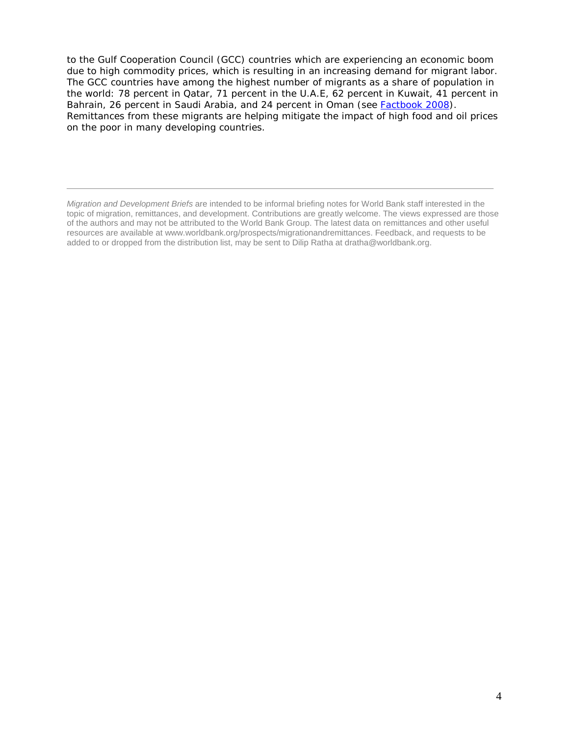to the Gulf Cooperation Council (GCC) countries which are experiencing an economic boom due to high commodity prices, which is resulting in an increasing demand for migrant labor. The GCC countries have among the highest number of migrants as a share of population in the world: 78 percent in Qatar, 71 percent in the U.A.E, 62 percent in Kuwait, 41 percent in Bahrain, 26 percent in Saudi Arabia, and 24 percent in Oman (see Factbook 2008). Remittances from these migrants are helping mitigate the impact of high food and oil prices on the poor in many developing countries.

---

*Migration and Development Briefs* are intended to be informal briefing notes for World Bank staff interested in the topic of migration, remittances, and development. Contributions are greatly welcome. The views expressed are those of the authors and may not be attributed to the World Bank Group. The latest data on remittances and other useful resources are available at www.worldbank.org/prospects/migrationandremittances. Feedback, and requests to be added to or dropped from the distribution list, may be sent to Dilip Ratha at dratha@worldbank.org.